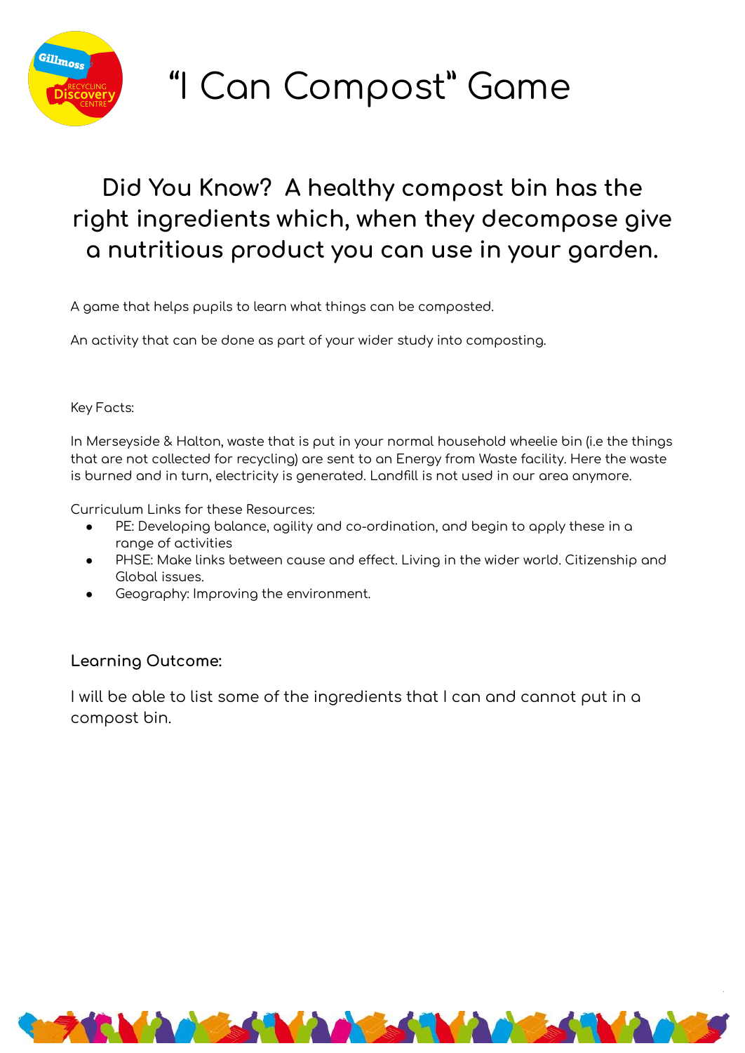# "I Can Compost" Game

## Did You Know? A healthy compost bin has the right ingredients which, when they decompose give a nutritious product you can use in your garden.

A game that helps pupils to learn what things can be composted.

An activity that can be done as part of your wider study into composting.

Key Facts:

In Merseyside & Halton, waste that is put in your normal household wheelie bin (i.e the things that are not collected for recycling) are sent to an Energy from Waste facility. Here the waste is burned and in turn, electricity is generated. Landfill is not used in our area anymore.

Curriculum Links for these Resources:

- PE: Developing balance, agility and co-ordination, and begin to apply these in a range of activities
- PHSE: Make links between cause and effect. Living in the wider world. Citizenship and Global issues.
- Geography: Improving the environment.

### Learning Outcome:

I will be able to list some of the ingredients that I can and cannot put in a compost bin.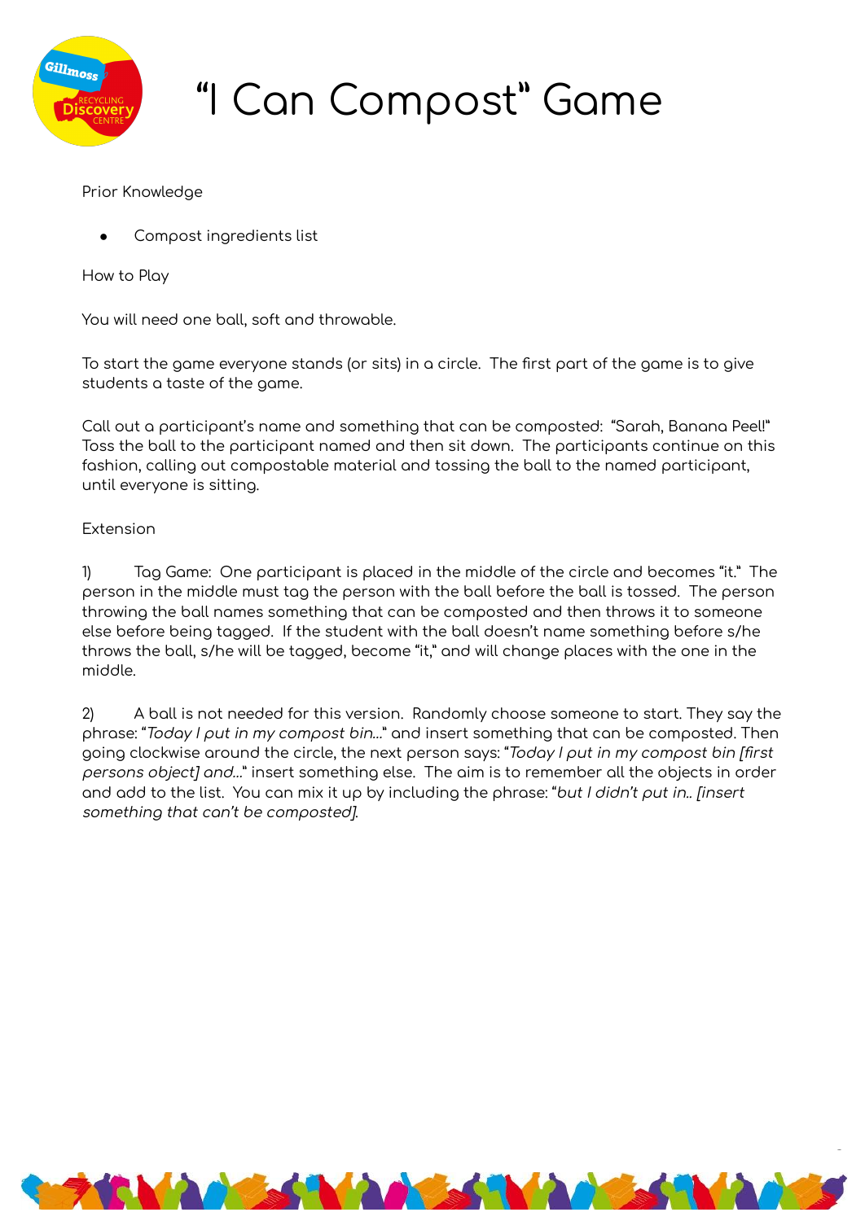# "I Can Compost" Game

Prior Knowledge

- Compost ingredients list

How to Play

You will need one ball, soft and throwable.

To start the game everyone stands (or sits) in a circle. The first part of the game is to give students a taste of the game.

Call out a participant's name and something that can be composted: "Sarah, Banana Peel!" Toss the ball to the participant named and then sit down. The participants continue on this fashion, calling out compostable material and tossing the ball to the named participant, until everyone is sitting.

Extension

1) Tag Game: One participant is placed in the middle of the circle and becomes "it." The person in the middle must tag the person with the ball before the ball is tossed. The person throwing the ball names something that can be composted and then throws it to someone else before being tagged. If the student with the ball doesn't name something before s/he throws the ball, s/he will be tagged, become "it," and will change places with the one in the middle.

2) A ball is not needed for this version. Randomly choose someone to start. They say the phrase: "*Today I put in my compost bin…*" and insert something that can be composted. Then going clockwise around the circle, the next person says: "*Today I put in my compost bin [first persons object] and…*" insert something else. The aim is to remember all the objects in order and add to the list. You can mix it up by including the phrase: "*but I didn't put in.. [insert something that can't be composted].*